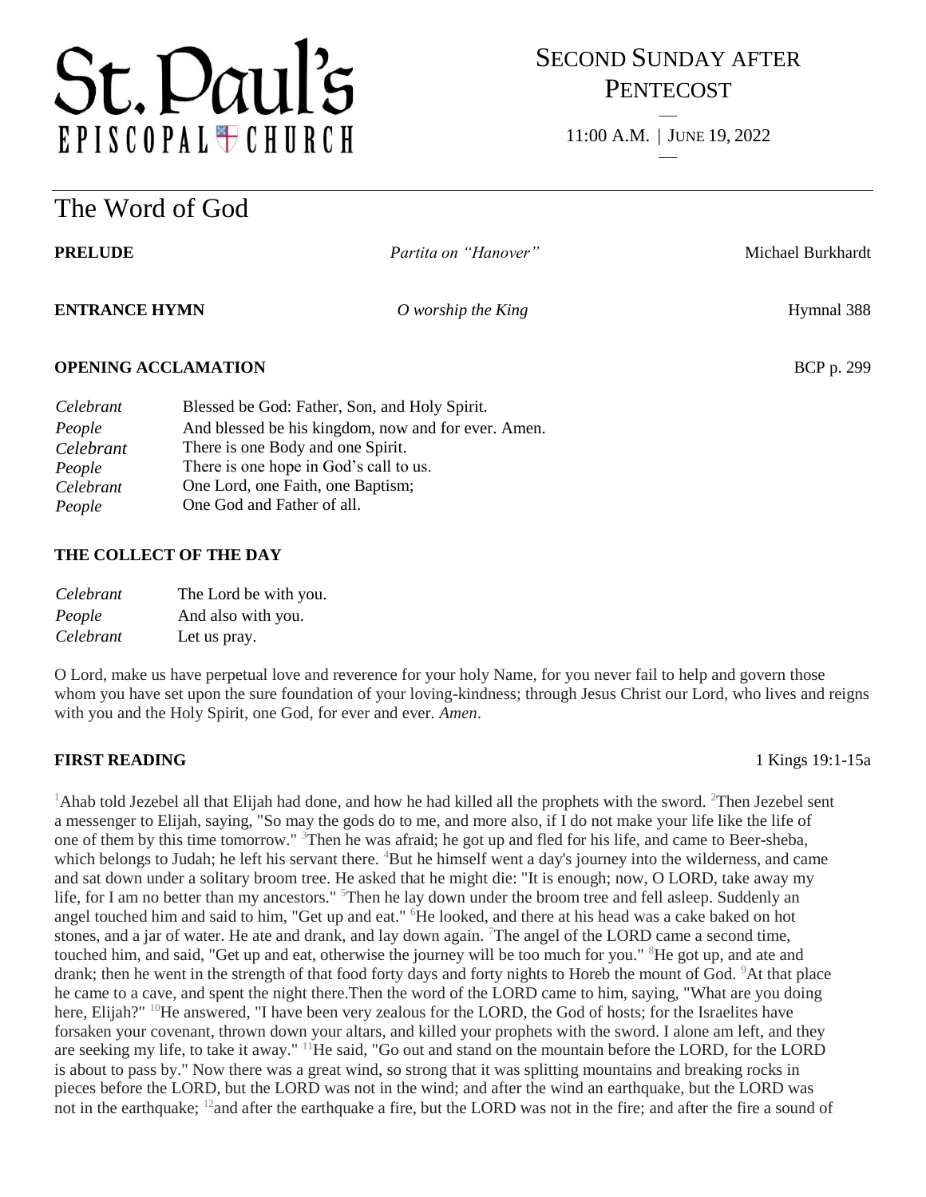# St. Paul's EPISCOPAL CHURCH

## SECOND SUNDAY AFTER PENTECOST

11:00 A.M. | JUNE 19, 2022

# The Word of God

**PRELUDE** *Partita on "Hanover"* Michael Burkhardt

**ENTRANCE HYMN** *O worship the King* Hymnal 388

**OPENING ACCLAMATION** BCP p. 299

| | |
|---|---|
| *Celebrant* | Blessed be God: Father, Son, and Holy Spirit. |
| *People* | And blessed be his kingdom, now and for ever. Amen. |
| *Celebrant* | There is one Body and one Spirit. |
| *People* | There is one hope in God's call to us. |
| *Celebrant* | One Lord, one Faith, one Baptism; |
| *People* | One God and Father of all. |

**THE COLLECT OF THE DAY**

| | |
|---|---|
| *Celebrant* | The Lord be with you. |
| *People* | And also with you. |
| *Celebrant* | Let us pray. |

O Lord, make us have perpetual love and reverence for your holy Name, for you never fail to help and govern those whom you have set upon the sure foundation of your loving-kindness; through Jesus Christ our Lord, who lives and reigns with you and the Holy Spirit, one God, for ever and ever. *Amen*.

**FIRST READING** 1 Kings 19:1-15a

[1]Ahab told Jezebel all that Elijah had done, and how he had killed all the prophets with the sword. [2]Then Jezebel sent a messenger to Elijah, saying, "So may the gods do to me, and more also, if I do not make your life like the life of one of them by this time tomorrow." [3]Then he was afraid; he got up and fled for his life, and came to Beer-sheba, which belongs to Judah; he left his servant there. [4]But he himself went a day's journey into the wilderness, and came and sat down under a solitary broom tree. He asked that he might die: "It is enough; now, O LORD, take away my life, for I am no better than my ancestors." [5]Then he lay down under the broom tree and fell asleep. Suddenly an angel touched him and said to him, "Get up and eat." [6]He looked, and there at his head was a cake baked on hot stones, and a jar of water. He ate and drank, and lay down again. [7]The angel of the LORD came a second time, touched him, and said, "Get up and eat, otherwise the journey will be too much for you." [8]He got up, and ate and drank; then he went in the strength of that food forty days and forty nights to Horeb the mount of God. [9]At that place he came to a cave, and spent the night there.Then the word of the LORD came to him, saying, "What are you doing here, Elijah?" [10]He answered, "I have been very zealous for the LORD, the God of hosts; for the Israelites have forsaken your covenant, thrown down your altars, and killed your prophets with the sword. I alone am left, and they are seeking my life, to take it away." [11]He said, "Go out and stand on the mountain before the LORD, for the LORD is about to pass by." Now there was a great wind, so strong that it was splitting mountains and breaking rocks in pieces before the LORD, but the LORD was not in the wind; and after the wind an earthquake, but the LORD was not in the earthquake; [12]and after the earthquake a fire, but the LORD was not in the fire; and after the fire a sound of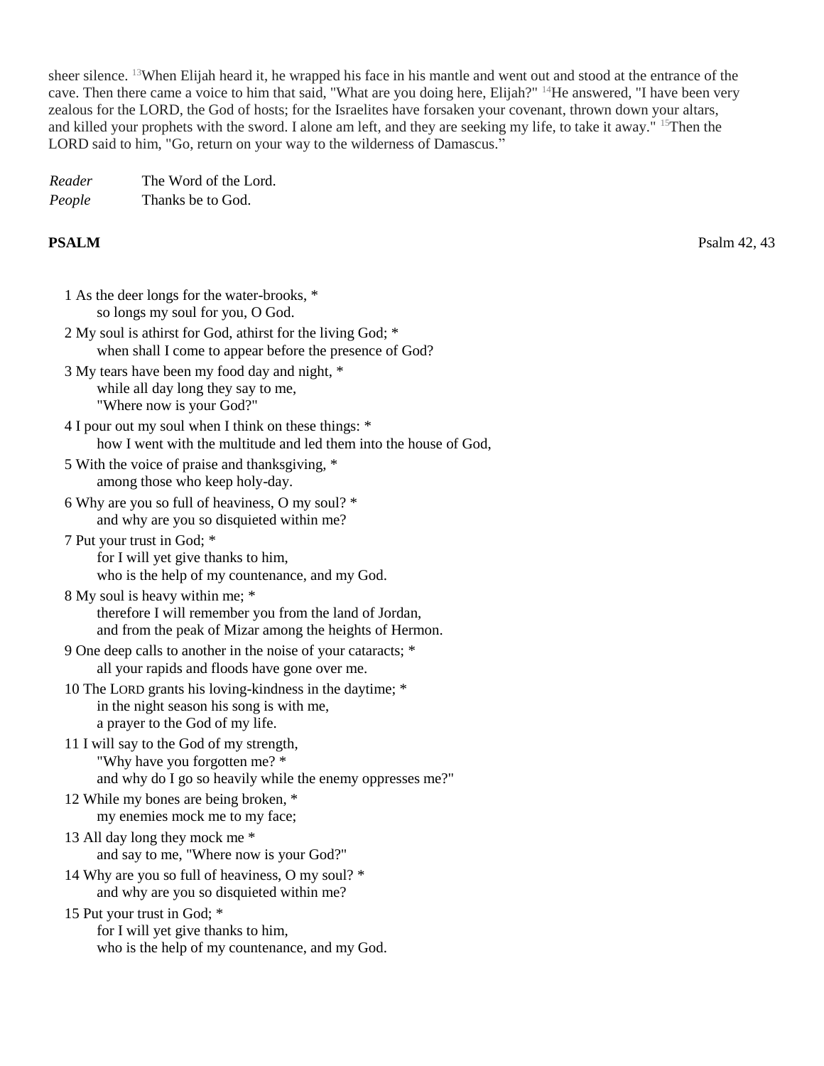sheer silence. [13]When Elijah heard it, he wrapped his face in his mantle and went out and stood at the entrance of the cave. Then there came a voice to him that said, "What are you doing here, Elijah?" [14]He answered, "I have been very zealous for the LORD, the God of hosts; for the Israelites have forsaken your covenant, thrown down your altars, and killed your prophets with the sword. I alone am left, and they are seeking my life, to take it away." [15]Then the LORD said to him, "Go, return on your way to the wilderness of Damascus."

*Reader* The Word of the Lord.
*People* Thanks be to God.

**PSALM** Psalm 42, 43

1 As the deer longs for the water-brooks, *
so longs my soul for you, O God.

2 My soul is athirst for God, athirst for the living God; *
when shall I come to appear before the presence of God?

3 My tears have been my food day and night, *
while all day long they say to me,
"Where now is your God?"

4 I pour out my soul when I think on these things: *
how I went with the multitude and led them into the house of God,

5 With the voice of praise and thanksgiving, *
among those who keep holy-day.

6 Why are you so full of heaviness, O my soul? *
and why are you so disquieted within me?

7 Put your trust in God; *
for I will yet give thanks to him,
who is the help of my countenance, and my God.

8 My soul is heavy within me; *
therefore I will remember you from the land of Jordan,
and from the peak of Mizar among the heights of Hermon.

9 One deep calls to another in the noise of your cataracts; *
all your rapids and floods have gone over me.

10 The LORD grants his loving-kindness in the daytime; *
in the night season his song is with me,
a prayer to the God of my life.

11 I will say to the God of my strength,
"Why have you forgotten me? *
and why do I go so heavily while the enemy oppresses me?"

12 While my bones are being broken, *
my enemies mock me to my face;

13 All day long they mock me *
and say to me, "Where now is your God?"

14 Why are you so full of heaviness, O my soul? *
and why are you so disquieted within me?

15 Put your trust in God; *
for I will yet give thanks to him,
who is the help of my countenance, and my God.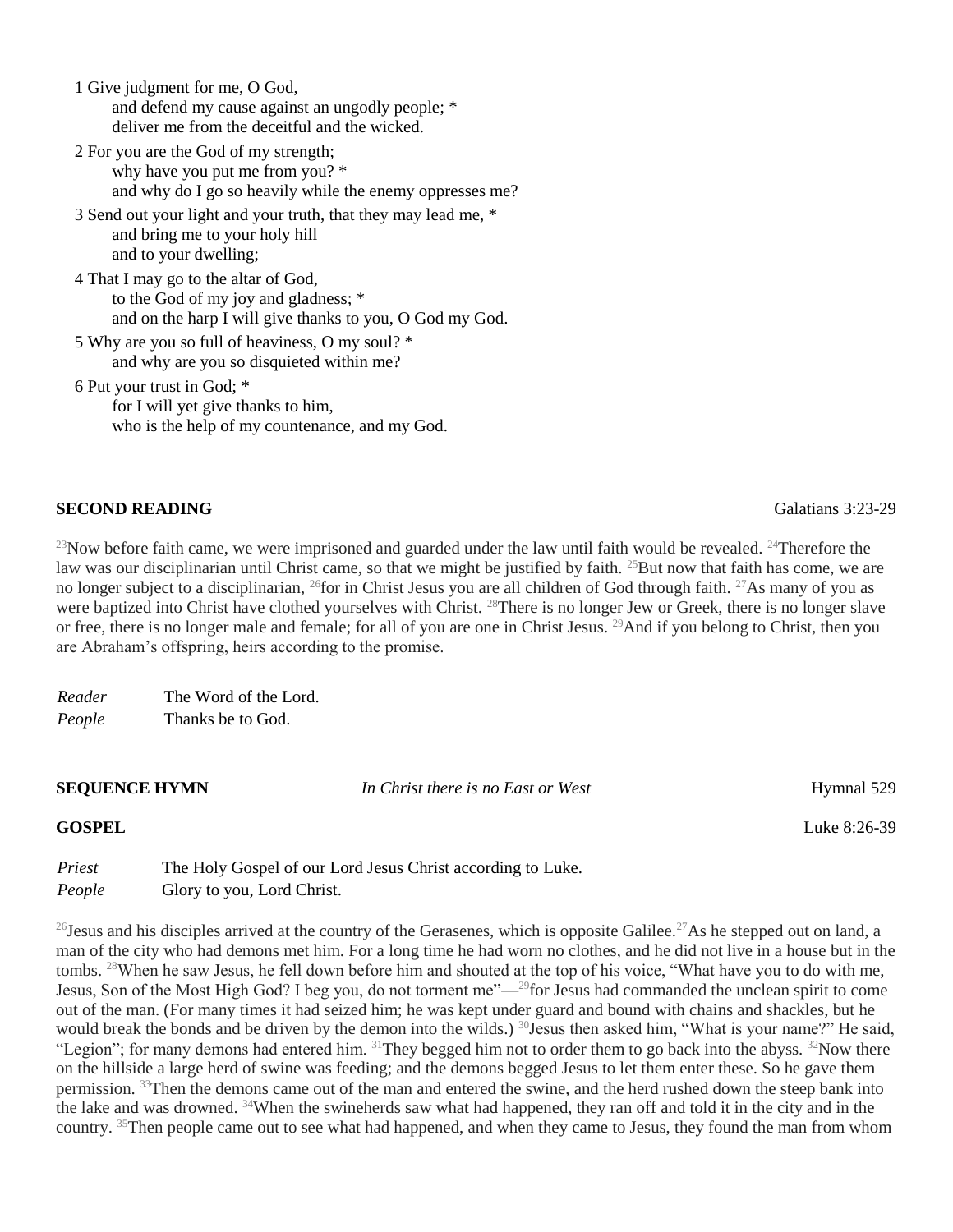1 Give judgment for me, O God,
  and defend my cause against an ungodly people; *
  deliver me from the deceitful and the wicked.

2 For you are the God of my strength;
  why have you put me from you? *
  and why do I go so heavily while the enemy oppresses me?

3 Send out your light and your truth, that they may lead me, *
  and bring me to your holy hill
  and to your dwelling;

4 That I may go to the altar of God,
  to the God of my joy and gladness; *
  and on the harp I will give thanks to you, O God my God.

5 Why are you so full of heaviness, O my soul? *
  and why are you so disquieted within me?

6 Put your trust in God; *
  for I will yet give thanks to him,
  who is the help of my countenance, and my God.

**SECOND READING** Galatians 3:23-29

[23]Now before faith came, we were imprisoned and guarded under the law until faith would be revealed. [24]Therefore the law was our disciplinarian until Christ came, so that we might be justified by faith. [25]But now that faith has come, we are no longer subject to a disciplinarian, [26]for in Christ Jesus you are all children of God through faith. [27]As many of you as were baptized into Christ have clothed yourselves with Christ. [28]There is no longer Jew or Greek, there is no longer slave or free, there is no longer male and female; for all of you are one in Christ Jesus. [29]And if you belong to Christ, then you are Abraham's offspring, heirs according to the promise.

*Reader* The Word of the Lord.
*People* Thanks be to God.

**SEQUENCE HYMN** *In Christ there is no East or West* Hymnal 529

**GOSPEL** Luke 8:26-39

*Priest* The Holy Gospel of our Lord Jesus Christ according to Luke.
*People* Glory to you, Lord Christ.

[26]Jesus and his disciples arrived at the country of the Gerasenes, which is opposite Galilee.[27]As he stepped out on land, a man of the city who had demons met him. For a long time he had worn no clothes, and he did not live in a house but in the tombs. [28]When he saw Jesus, he fell down before him and shouted at the top of his voice, "What have you to do with me, Jesus, Son of the Most High God? I beg you, do not torment me"—[29]for Jesus had commanded the unclean spirit to come out of the man. (For many times it had seized him; he was kept under guard and bound with chains and shackles, but he would break the bonds and be driven by the demon into the wilds.) [30]Jesus then asked him, "What is your name?" He said, "Legion"; for many demons had entered him. [31]They begged him not to order them to go back into the abyss. [32]Now there on the hillside a large herd of swine was feeding; and the demons begged Jesus to let them enter these. So he gave them permission. [33]Then the demons came out of the man and entered the swine, and the herd rushed down the steep bank into the lake and was drowned. [34]When the swineherds saw what had happened, they ran off and told it in the city and in the country. [35]Then people came out to see what had happened, and when they came to Jesus, they found the man from whom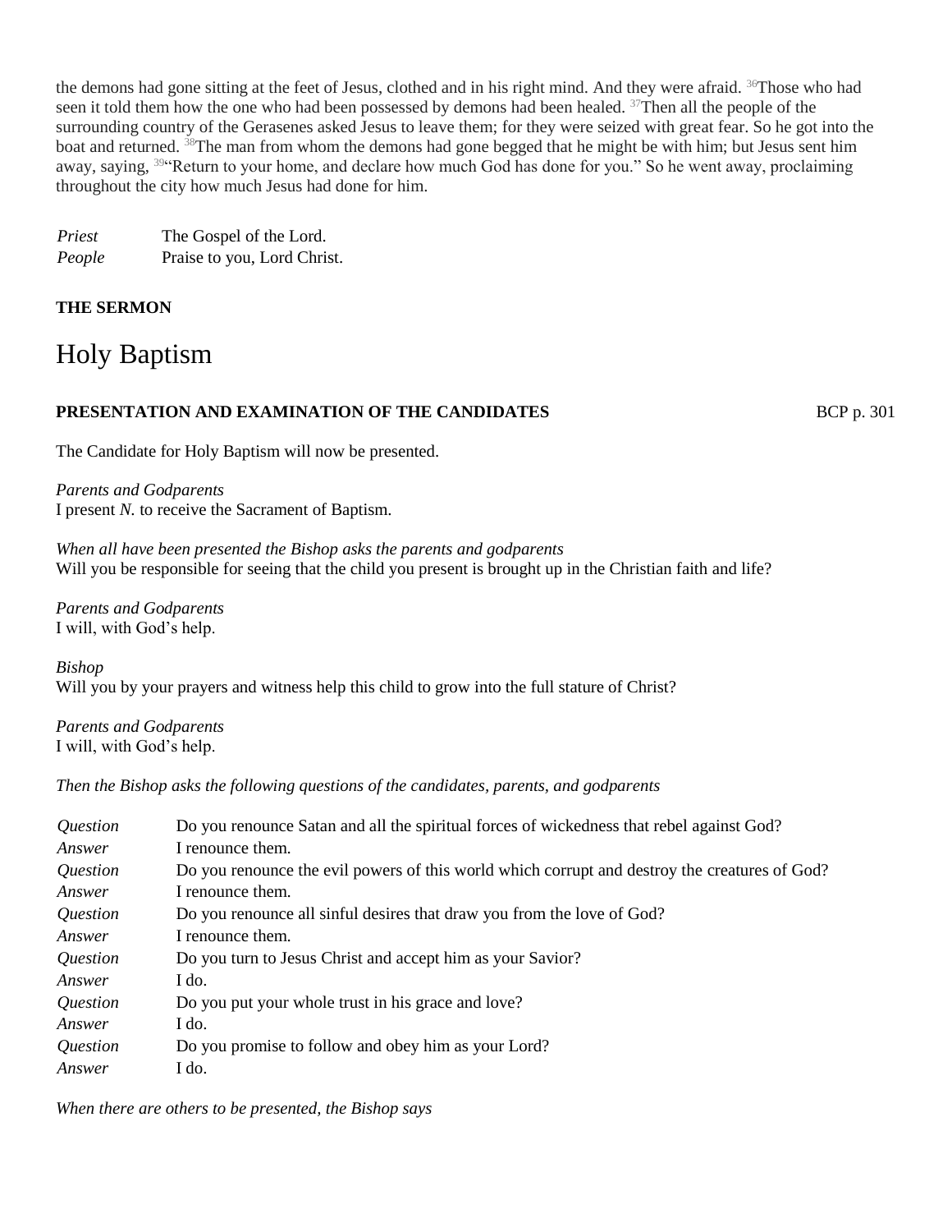the demons had gone sitting at the feet of Jesus, clothed and in his right mind. And they were afraid. [36]Those who had seen it told them how the one who had been possessed by demons had been healed. [37]Then all the people of the surrounding country of the Gerasenes asked Jesus to leave them; for they were seized with great fear. So he got into the boat and returned. [38]The man from whom the demons had gone begged that he might be with him; but Jesus sent him away, saying, [39]"Return to your home, and declare how much God has done for you." So he went away, proclaiming throughout the city how much Jesus had done for him.

*Priest* The Gospel of the Lord.
*People* Praise to you, Lord Christ.

**THE SERMON**

# Holy Baptism

**PRESENTATION AND EXAMINATION OF THE CANDIDATES** BCP p. 301

The Candidate for Holy Baptism will now be presented.

*Parents and Godparents*
I present *N.* to receive the Sacrament of Baptism.

*When all have been presented the Bishop asks the parents and godparents*
Will you be responsible for seeing that the child you present is brought up in the Christian faith and life?

*Parents and Godparents*
I will, with God's help.

*Bishop*
Will you by your prayers and witness help this child to grow into the full stature of Christ?

*Parents and Godparents*
I will, with God's help.

*Then the Bishop asks the following questions of the candidates, parents, and godparents*

*Question* Do you renounce Satan and all the spiritual forces of wickedness that rebel against God?
*Answer* I renounce them.
*Question* Do you renounce the evil powers of this world which corrupt and destroy the creatures of God?
*Answer* I renounce them.
*Question* Do you renounce all sinful desires that draw you from the love of God?
*Answer* I renounce them.
*Question* Do you turn to Jesus Christ and accept him as your Savior?
*Answer* I do.
*Question* Do you put your whole trust in his grace and love?
*Answer* I do.
*Question* Do you promise to follow and obey him as your Lord?
*Answer* I do.

*When there are others to be presented, the Bishop says*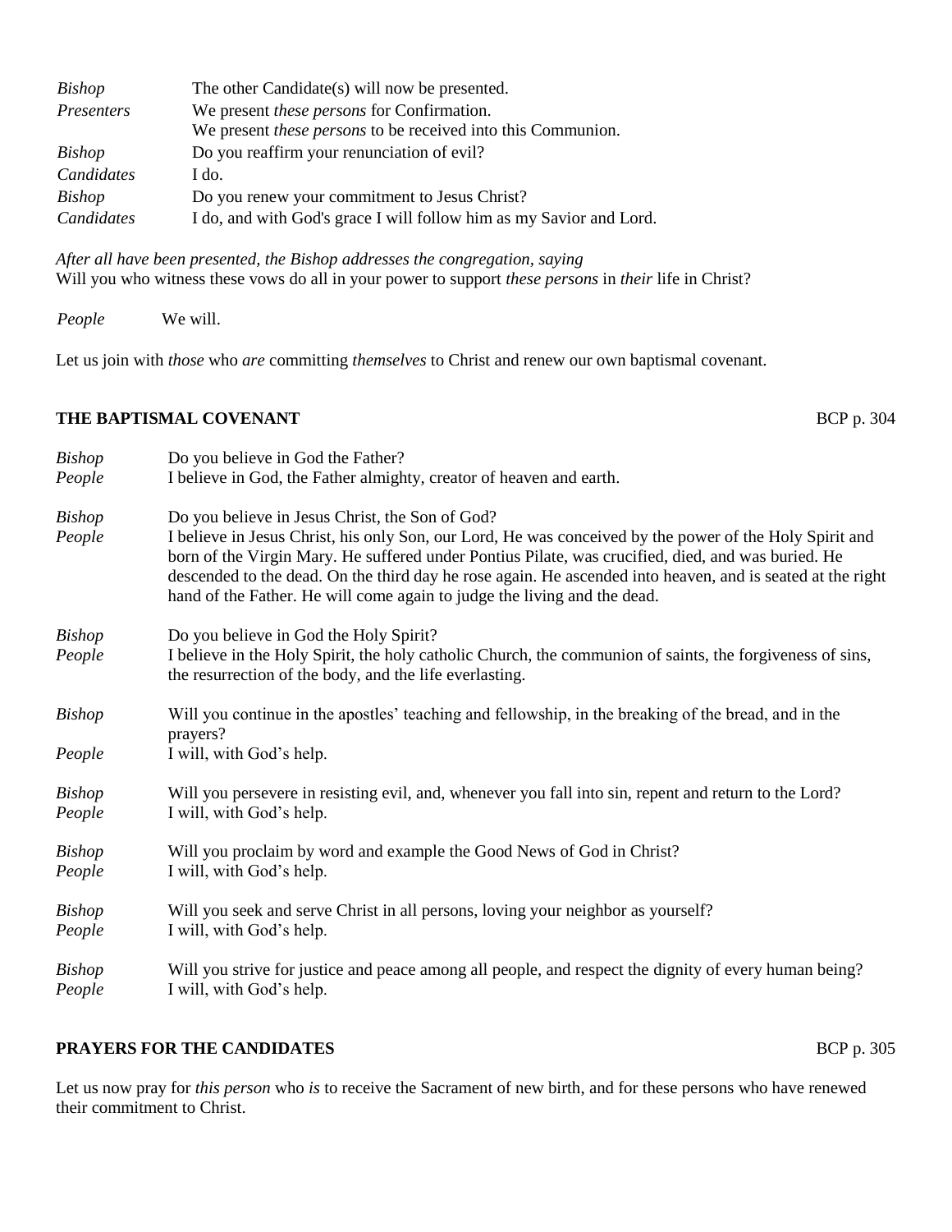| | |
|---|---|
| *Bishop* | The other Candidate(s) will now be presented. |
| *Presenters* | We present *these persons* for Confirmation.<br>We present *these persons* to be received into this Communion. |
| *Bishop* | Do you reaffirm your renunciation of evil? |
| *Candidates* | I do. |
| *Bishop* | Do you renew your commitment to Jesus Christ? |
| *Candidates* | I do, and with God's grace I will follow him as my Savior and Lord. |

*After all have been presented, the Bishop addresses the congregation, saying*
Will you who witness these vows do all in your power to support *these persons* in *their* life in Christ?

*People* We will.

Let us join with *those* who *are* committing *themselves* to Christ and renew our own baptismal covenant.

**THE BAPTISMAL COVENANT** BCP p. 304

*Bishop* Do you believe in God the Father?
*People* I believe in God, the Father almighty, creator of heaven and earth.

*Bishop* Do you believe in Jesus Christ, the Son of God?
*People* I believe in Jesus Christ, his only Son, our Lord, He was conceived by the power of the Holy Spirit and born of the Virgin Mary. He suffered under Pontius Pilate, was crucified, died, and was buried. He descended to the dead. On the third day he rose again. He ascended into heaven, and is seated at the right hand of the Father. He will come again to judge the living and the dead.

*Bishop* Do you believe in God the Holy Spirit?
*People* I believe in the Holy Spirit, the holy catholic Church, the communion of saints, the forgiveness of sins, the resurrection of the body, and the life everlasting.

*Bishop* Will you continue in the apostles' teaching and fellowship, in the breaking of the bread, and in the prayers?
*People* I will, with God's help.

*Bishop* Will you persevere in resisting evil, and, whenever you fall into sin, repent and return to the Lord?
*People* I will, with God's help.

*Bishop* Will you proclaim by word and example the Good News of God in Christ?
*People* I will, with God's help.

*Bishop* Will you seek and serve Christ in all persons, loving your neighbor as yourself?
*People* I will, with God's help.

*Bishop* Will you strive for justice and peace among all people, and respect the dignity of every human being?
*People* I will, with God's help.

**PRAYERS FOR THE CANDIDATES** BCP p. 305

Let us now pray for *this person* who *is* to receive the Sacrament of new birth, and for these persons who have renewed their commitment to Christ.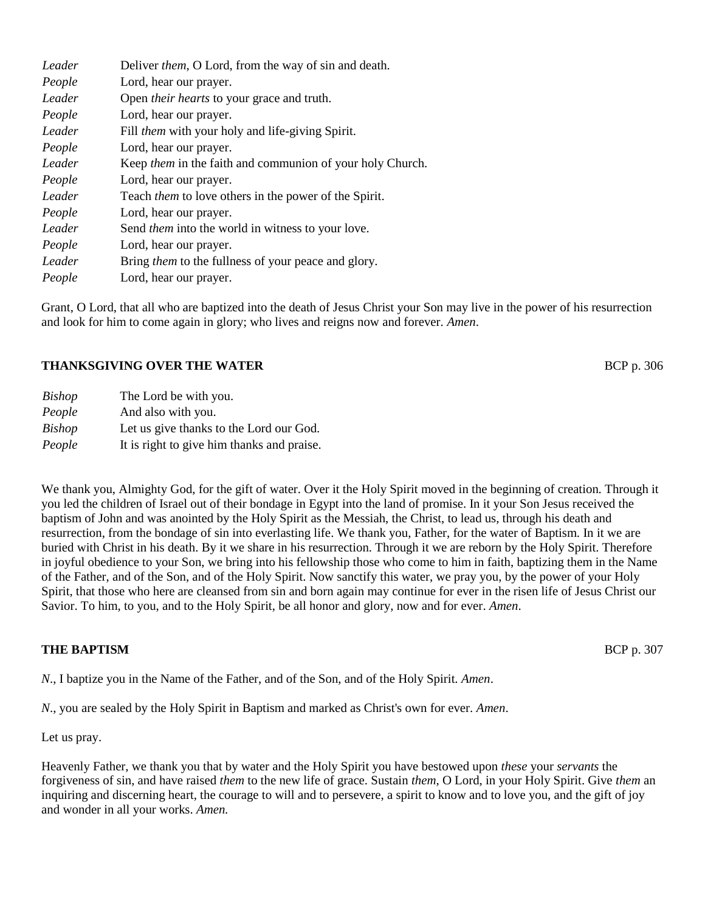*Leader* Deliver *them*, O Lord, from the way of sin and death.
*People* Lord, hear our prayer.
*Leader* Open *their hearts* to your grace and truth.
*People* Lord, hear our prayer.
*Leader* Fill *them* with your holy and life-giving Spirit.
*People* Lord, hear our prayer.
*Leader* Keep *them* in the faith and communion of your holy Church.
*People* Lord, hear our prayer.
*Leader* Teach *them* to love others in the power of the Spirit.
*People* Lord, hear our prayer.
*Leader* Send *them* into the world in witness to your love.
*People* Lord, hear our prayer.
*Leader* Bring *them* to the fullness of your peace and glory.
*People* Lord, hear our prayer.

Grant, O Lord, that all who are baptized into the death of Jesus Christ your Son may live in the power of his resurrection and look for him to come again in glory; who lives and reigns now and forever. *Amen*.

**THANKSGIVING OVER THE WATER** BCP p. 306

*Bishop* The Lord be with you.
*People* And also with you.
*Bishop* Let us give thanks to the Lord our God.
*People* It is right to give him thanks and praise.

We thank you, Almighty God, for the gift of water. Over it the Holy Spirit moved in the beginning of creation. Through it you led the children of Israel out of their bondage in Egypt into the land of promise. In it your Son Jesus received the baptism of John and was anointed by the Holy Spirit as the Messiah, the Christ, to lead us, through his death and resurrection, from the bondage of sin into everlasting life. We thank you, Father, for the water of Baptism. In it we are buried with Christ in his death. By it we share in his resurrection. Through it we are reborn by the Holy Spirit. Therefore in joyful obedience to your Son, we bring into his fellowship those who come to him in faith, baptizing them in the Name of the Father, and of the Son, and of the Holy Spirit. Now sanctify this water, we pray you, by the power of your Holy Spirit, that those who here are cleansed from sin and born again may continue for ever in the risen life of Jesus Christ our Savior. To him, to you, and to the Holy Spirit, be all honor and glory, now and for ever. *Amen*.

**THE BAPTISM** BCP p. 307

*N*., I baptize you in the Name of the Father, and of the Son, and of the Holy Spirit. *Amen*.

*N*., you are sealed by the Holy Spirit in Baptism and marked as Christ's own for ever. *Amen*.

Let us pray.

Heavenly Father, we thank you that by water and the Holy Spirit you have bestowed upon *these* your *servants* the forgiveness of sin, and have raised *them* to the new life of grace. Sustain *them*, O Lord, in your Holy Spirit. Give *them* an inquiring and discerning heart, the courage to will and to persevere, a spirit to know and to love you, and the gift of joy and wonder in all your works. *Amen.*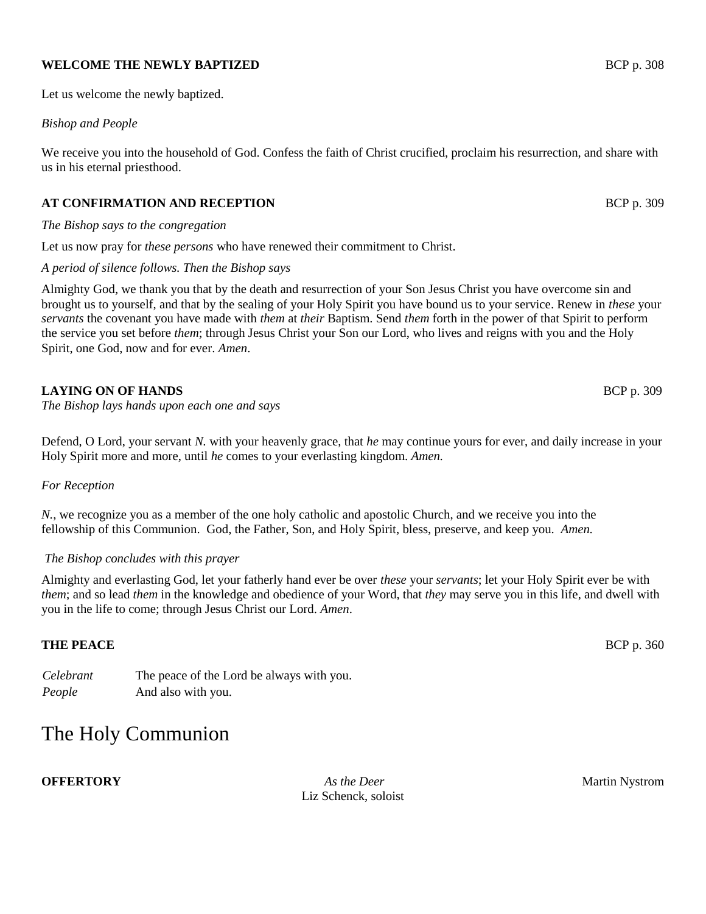**WELCOME THE NEWLY BAPTIZED** BCP p. 308

Let us welcome the newly baptized.

*Bishop and People*

We receive you into the household of God. Confess the faith of Christ crucified, proclaim his resurrection, and share with us in his eternal priesthood.

**AT CONFIRMATION AND RECEPTION** BCP p. 309

*The Bishop says to the congregation*

Let us now pray for *these persons* who have renewed their commitment to Christ.

*A period of silence follows. Then the Bishop says*

Almighty God, we thank you that by the death and resurrection of your Son Jesus Christ you have overcome sin and brought us to yourself, and that by the sealing of your Holy Spirit you have bound us to your service. Renew in *these* your *servants* the covenant you have made with *them* at *their* Baptism. Send *them* forth in the power of that Spirit to perform the service you set before *them*; through Jesus Christ your Son our Lord, who lives and reigns with you and the Holy Spirit, one God, now and for ever. *Amen*.

**LAYING ON OF HANDS** BCP p. 309

*The Bishop lays hands upon each one and says*

Defend, O Lord, your servant *N.* with your heavenly grace, that *he* may continue yours for ever, and daily increase in your Holy Spirit more and more, until *he* comes to your everlasting kingdom. *Amen.*

*For Reception*

*N.*, we recognize you as a member of the one holy catholic and apostolic Church, and we receive you into the fellowship of this Communion. God, the Father, Son, and Holy Spirit, bless, preserve, and keep you. *Amen.*

*The Bishop concludes with this prayer*

Almighty and everlasting God, let your fatherly hand ever be over *these* your *servants*; let your Holy Spirit ever be with *them*; and so lead *them* in the knowledge and obedience of your Word, that *they* may serve you in this life, and dwell with you in the life to come; through Jesus Christ our Lord. *Amen*.

**THE PEACE** BCP p. 360

*Celebrant* The peace of the Lord be always with you.
*People* And also with you.

# The Holy Communion

**OFFERTORY** *As the Deer* Martin Nystrom
Liz Schenck, soloist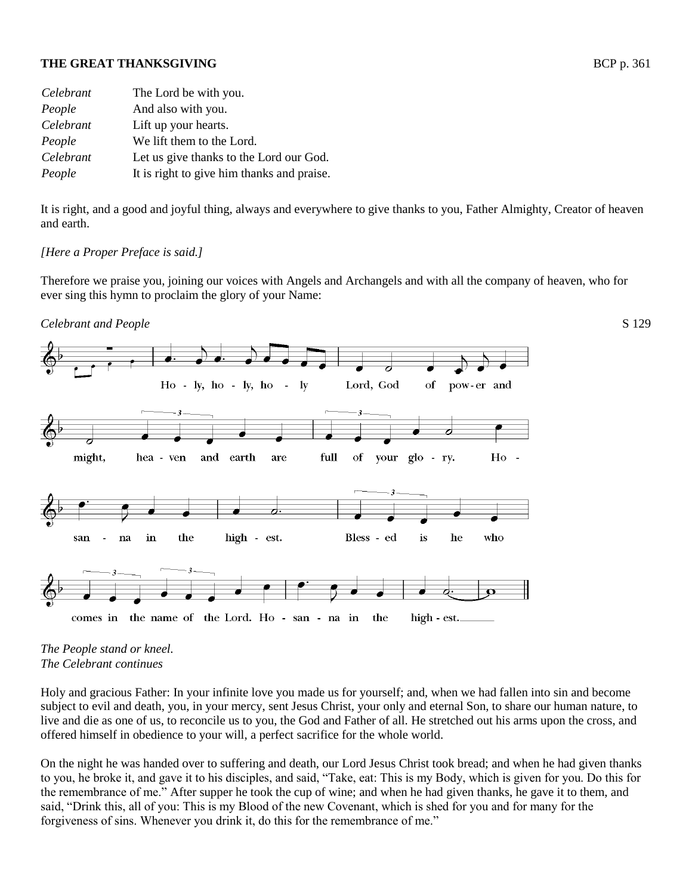**THE GREAT THANKSGIVING** BCP p. 361

| | |
|---|---|
| *Celebrant* | The Lord be with you. |
| *People* | And also with you. |
| *Celebrant* | Lift up your hearts. |
| *People* | We lift them to the Lord. |
| *Celebrant* | Let us give thanks to the Lord our God. |
| *People* | It is right to give him thanks and praise. |

It is right, and a good and joyful thing, always and everywhere to give thanks to you, Father Almighty, Creator of heaven and earth.

*[Here a Proper Preface is said.]*

Therefore we praise you, joining our voices with Angels and Archangels and with all the company of heaven, who for ever sing this hymn to proclaim the glory of your Name:

*Celebrant and People* S 129

Holy, holy, holy Lord, God of power and might, heaven and earth are full of your glory. Hosanna in the highest. Blessed is he who comes in the name of the Lord. Hosanna in the highest.

*The People stand or kneel.*
*The Celebrant continues*

Holy and gracious Father: In your infinite love you made us for yourself; and, when we had fallen into sin and become subject to evil and death, you, in your mercy, sent Jesus Christ, your only and eternal Son, to share our human nature, to live and die as one of us, to reconcile us to you, the God and Father of all. He stretched out his arms upon the cross, and offered himself in obedience to your will, a perfect sacrifice for the whole world.

On the night he was handed over to suffering and death, our Lord Jesus Christ took bread; and when he had given thanks to you, he broke it, and gave it to his disciples, and said, "Take, eat: This is my Body, which is given for you. Do this for the remembrance of me." After supper he took the cup of wine; and when he had given thanks, he gave it to them, and said, "Drink this, all of you: This is my Blood of the new Covenant, which is shed for you and for many for the forgiveness of sins. Whenever you drink it, do this for the remembrance of me."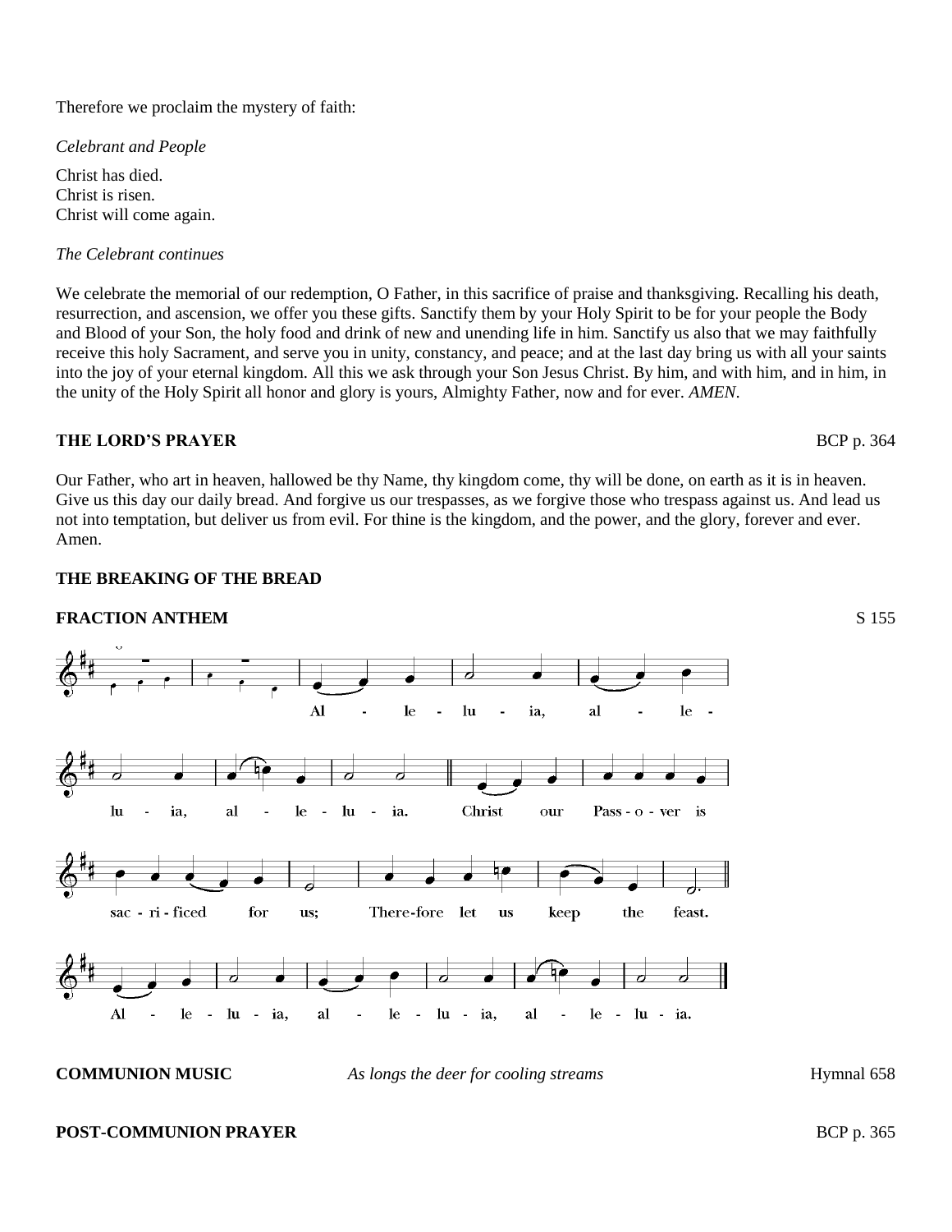Therefore we proclaim the mystery of faith:

*Celebrant and People*

Christ has died.
Christ is risen.
Christ will come again.

*The Celebrant continues*

We celebrate the memorial of our redemption, O Father, in this sacrifice of praise and thanksgiving. Recalling his death, resurrection, and ascension, we offer you these gifts. Sanctify them by your Holy Spirit to be for your people the Body and Blood of your Son, the holy food and drink of new and unending life in him. Sanctify us also that we may faithfully receive this holy Sacrament, and serve you in unity, constancy, and peace; and at the last day bring us with all your saints into the joy of your eternal kingdom. All this we ask through your Son Jesus Christ. By him, and with him, and in him, in the unity of the Holy Spirit all honor and glory is yours, Almighty Father, now and for ever. *AMEN.*

**THE LORD'S PRAYER** BCP p. 364

Our Father, who art in heaven, hallowed be thy Name, thy kingdom come, thy will be done, on earth as it is in heaven. Give us this day our daily bread. And forgive us our trespasses, as we forgive those who trespass against us. And lead us not into temptation, but deliver us from evil. For thine is the kingdom, and the power, and the glory, forever and ever. Amen.

**THE BREAKING OF THE BREAD**

**FRACTION ANTHEM** S 155

Alleluia, alleluia, alleluia. Christ our Passover is sacrificed for us; Therefore let us keep the feast. Alleluia, alleluia, alleluia.

**COMMUNION MUSIC** *As longs the deer for cooling streams* Hymnal 658

**POST-COMMUNION PRAYER** BCP p. 365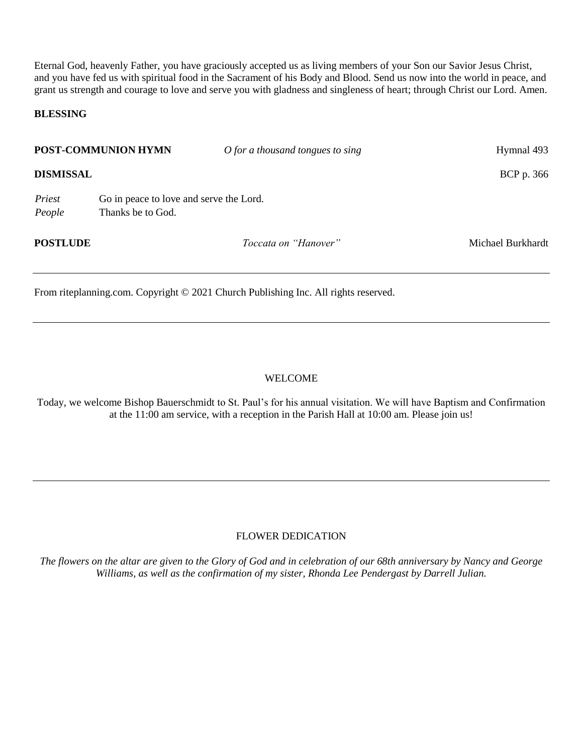Eternal God, heavenly Father, you have graciously accepted us as living members of your Son our Savior Jesus Christ, and you have fed us with spiritual food in the Sacrament of his Body and Blood. Send us now into the world in peace, and grant us strength and courage to love and serve you with gladness and singleness of heart; through Christ our Lord. Amen.

**BLESSING**

**POST-COMMUNION HYMN** *O for a thousand tongues to sing* Hymnal 493

**DISMISSAL** BCP p. 366

*Priest* Go in peace to love and serve the Lord.
*People* Thanks be to God.

**POSTLUDE** *Toccata on "Hanover"* Michael Burkhardt

---

From riteplanning.com. Copyright © 2021 Church Publishing Inc. All rights reserved.

---

WELCOME

Today, we welcome Bishop Bauerschmidt to St. Paul's for his annual visitation. We will have Baptism and Confirmation at the 11:00 am service, with a reception in the Parish Hall at 10:00 am. Please join us!

---

FLOWER DEDICATION

*The flowers on the altar are given to the Glory of God and in celebration of our 68th anniversary by Nancy and George Williams, as well as the confirmation of my sister, Rhonda Lee Pendergast by Darrell Julian.*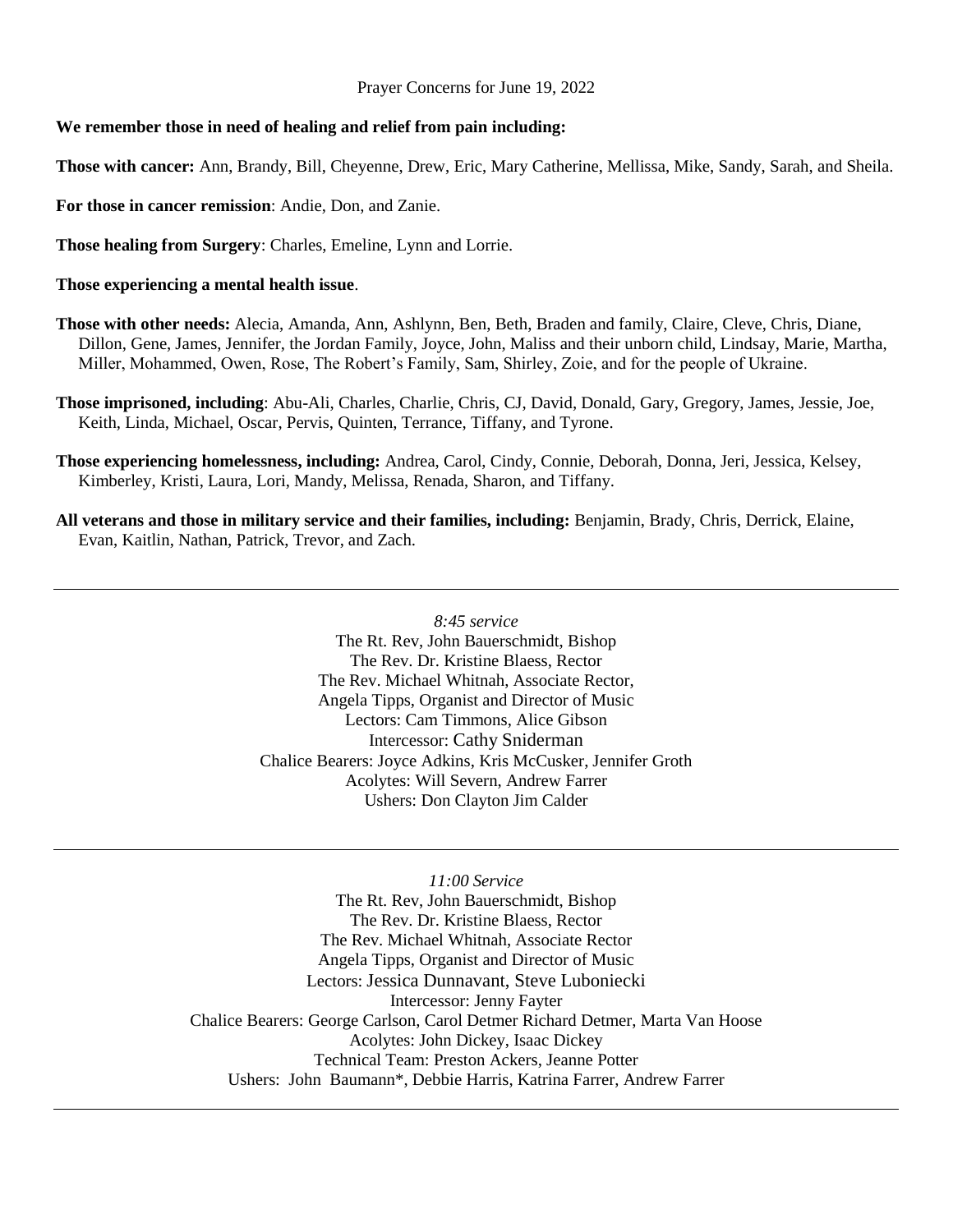Prayer Concerns for June 19, 2022

**We remember those in need of healing and relief from pain including:**

**Those with cancer:** Ann, Brandy, Bill, Cheyenne, Drew, Eric, Mary Catherine, Mellissa, Mike, Sandy, Sarah, and Sheila.

**For those in cancer remission**: Andie, Don, and Zanie.

**Those healing from Surgery**: Charles, Emeline, Lynn and Lorrie.

**Those experiencing a mental health issue**.

**Those with other needs:** Alecia, Amanda, Ann, Ashlynn, Ben, Beth, Braden and family, Claire, Cleve, Chris, Diane, Dillon, Gene, James, Jennifer, the Jordan Family, Joyce, John, Maliss and their unborn child, Lindsay, Marie, Martha, Miller, Mohammed, Owen, Rose, The Robert's Family, Sam, Shirley, Zoie, and for the people of Ukraine.

**Those imprisoned, including**: Abu-Ali, Charles, Charlie, Chris, CJ, David, Donald, Gary, Gregory, James, Jessie, Joe, Keith, Linda, Michael, Oscar, Pervis, Quinten, Terrance, Tiffany, and Tyrone.

**Those experiencing homelessness, including:** Andrea, Carol, Cindy, Connie, Deborah, Donna, Jeri, Jessica, Kelsey, Kimberley, Kristi, Laura, Lori, Mandy, Melissa, Renada, Sharon, and Tiffany.

**All veterans and those in military service and their families, including:** Benjamin, Brady, Chris, Derrick, Elaine, Evan, Kaitlin, Nathan, Patrick, Trevor, and Zach.

---

*8:45 service*
The Rt. Rev, John Bauerschmidt, Bishop
The Rev. Dr. Kristine Blaess, Rector
The Rev. Michael Whitnah, Associate Rector,
Angela Tipps, Organist and Director of Music
Lectors: Cam Timmons, Alice Gibson
Intercessor: Cathy Sniderman
Chalice Bearers: Joyce Adkins, Kris McCusker, Jennifer Groth
Acolytes: Will Severn, Andrew Farrer
Ushers: Don Clayton Jim Calder

---

*11:00 Service*
The Rt. Rev, John Bauerschmidt, Bishop
The Rev. Dr. Kristine Blaess, Rector
The Rev. Michael Whitnah, Associate Rector
Angela Tipps, Organist and Director of Music
Lectors: Jessica Dunnavant, Steve Luboniecki
Intercessor: Jenny Fayter
Chalice Bearers: George Carlson, Carol Detmer Richard Detmer, Marta Van Hoose
Acolytes: John Dickey, Isaac Dickey
Technical Team: Preston Ackers, Jeanne Potter
Ushers: John Baumann*, Debbie Harris, Katrina Farrer, Andrew Farrer

---